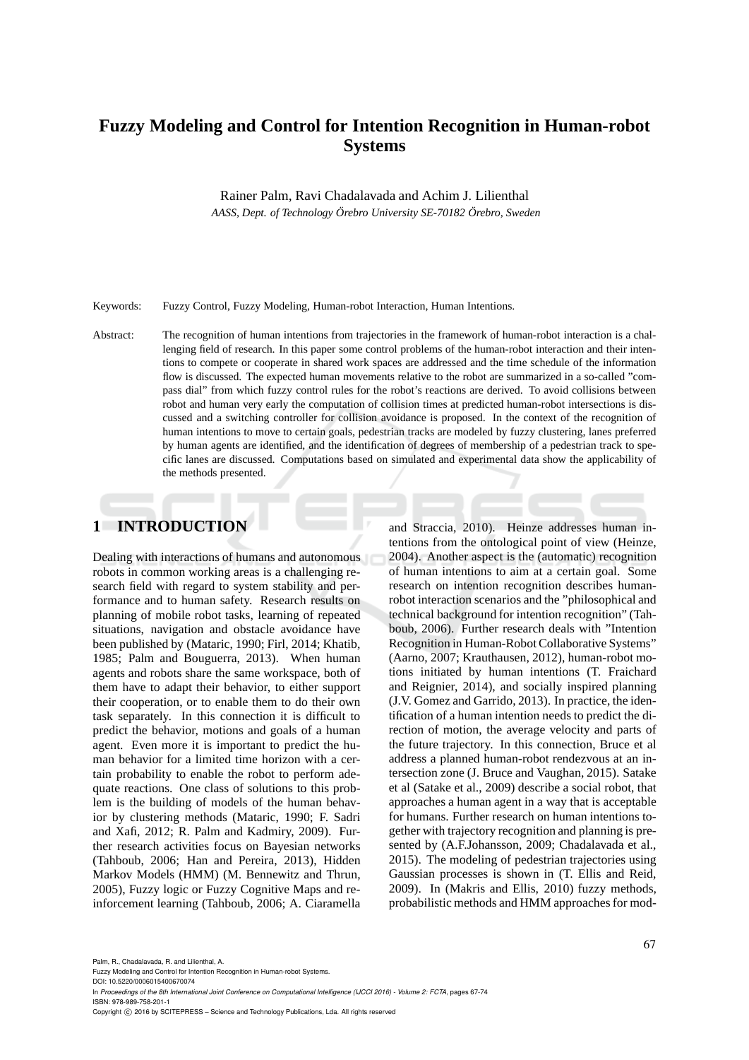# Fuzzy Modeling and Control for Intention Recognition in Human-robot Systems

Rainer Palm, Ravi Chadalavada and Achim J. Lilienthal

*AASS, Dept. of Technology Örebro University SE-70182 Örebro, Sweden*

Keywords: Fuzzy Control, Fuzzy Modeling, Human-robot Interaction, Human Intentions.

Abstract: The recognition of human intentions from trajectories in the framework of human-robot interaction is a challenging field of research. In this paper some control problems of the human-robot interaction and their intentions to compete or cooperate in shared work spaces are addressed and the time schedule of the information flow is discussed. The expected human movements relative to the robot are summarized in a so-called "compass dial" from which fuzzy control rules for the robot's reactions are derived. To avoid collisions between robot and human very early the computation of collision times at predicted human-robot intersections is discussed and a switching controller for collision avoidance is proposed. In the context of the recognition of human intentions to move to certain goals, pedestrian tracks are modeled by fuzzy clustering, lanes preferred by human agents are identified, and the identification of degrees of membership of a pedestrian track to specific lanes are discussed. Computations based on simulated and experimental data show the applicability of the methods presented.

## 1 INTRODUCTION

Dealing with interactions of humans and autonomous robots in common working areas is a challenging research field with regard to system stability and performance and to human safety. Research results on planning of mobile robot tasks, learning of repeated situations, navigation and obstacle avoidance have been published by (Mataric, 1990; Firl, 2014; Khatib, 1985; Palm and Bouguerra, 2013). When human agents and robots share the same workspace, both of them have to adapt their behavior, to either support their cooperation, or to enable them to do their own task separately. In this connection it is difficult to predict the behavior, motions and goals of a human agent. Even more it is important to predict the human behavior for a limited time horizon with a certain probability to enable the robot to perform adequate reactions. One class of solutions to this problem is the building of models of the human behavior by clustering methods (Mataric, 1990; F. Sadri and Xafi, 2012; R. Palm and Kadmiry, 2009). Further research activities focus on Bayesian networks (Tahboub, 2006; Han and Pereira, 2013), Hidden Markov Models (HMM) (M. Bennewitz and Thrun, 2005), Fuzzy logic or Fuzzy Cognitive Maps and reinforcement learning (Tahboub, 2006; A. Ciaramella and Straccia, 2010). Heinze addresses human intentions from the ontological point of view (Heinze, 2004). Another aspect is the (automatic) recognition of human intentions to aim at a certain goal. Some research on intention recognition describes human-robot interaction scenarios and the "philosophical and technical background for intention recognition" (Tahboub, 2006). Further research deals with "Intention Recognition in Human-Robot Collaborative Systems" (Aarno, 2007; Krauthausen, 2012), human-robot motions initiated by human intentions (T. Fraichard and Reignier, 2014), and socially inspired planning (J.V. Gomez and Garrido, 2013). In practice, the identification of a human intention needs to predict the direction of motion, the average velocity and parts of the future trajectory. In this connection, Bruce et al address a planned human-robot rendezvous at an intersection zone (J. Bruce and Vaughan, 2015). Satake et al (Satake et al., 2009) describe a social robot, that approaches a human agent in a way that is acceptable for humans. Further research on human intentions together with trajectory recognition and planning is presented by (A.F.Johansson, 2009; Chadalavada et al., 2015). The modeling of pedestrian trajectories using Gaussian processes is shown in (T. Ellis and Reid, 2009). In (Makris and Ellis, 2010) fuzzy methods, probabilistic methods and HMM approaches for mod-

Palm, R., Chadalavada, R. and Lilienthal, A.
Fuzzy Modeling and Control for Intention Recognition in Human-robot Systems.
DOI: 10.5220/0006015400670074
In *Proceedings of the 8th International Joint Conference on Computational Intelligence (IJCCI 2016) - Volume 2: FCTA*, pages 67-74
ISBN: 978-989-758-201-1
Copyright © 2016 by SCITEPRESS – Science and Technology Publications, Lda. All rights reserved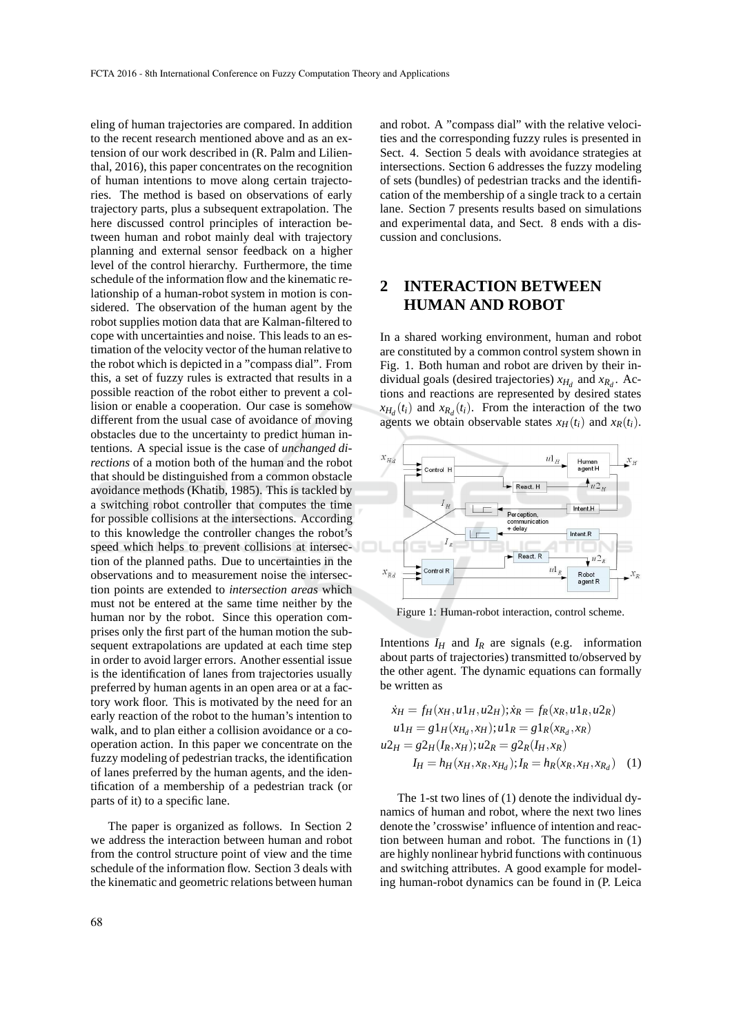eling of human trajectories are compared. In addition to the recent research mentioned above and as an extension of our work described in (R. Palm and Lilienthal, 2016), this paper concentrates on the recognition of human intentions to move along certain trajectories. The method is based on observations of early trajectory parts, plus a subsequent extrapolation. The here discussed control principles of interaction between human and robot mainly deal with trajectory planning and external sensor feedback on a higher level of the control hierarchy. Furthermore, the time schedule of the information flow and the kinematic relationship of a human-robot system in motion is considered. The observation of the human agent by the robot supplies motion data that are Kalman-filtered to cope with uncertainties and noise. This leads to an estimation of the velocity vector of the human relative to the robot which is depicted in a "compass dial". From this, a set of fuzzy rules is extracted that results in a possible reaction of the robot either to prevent a collision or enable a cooperation. Our case is somehow different from the usual case of avoidance of moving obstacles due to the uncertainty to predict human intentions. A special issue is the case of *unchanged directions* of a motion both of the human and the robot that should be distinguished from a common obstacle avoidance methods (Khatib, 1985). This is tackled by a switching robot controller that computes the time for possible collisions at the intersections. According to this knowledge the controller changes the robot's speed which helps to prevent collisions at intersection of the planned paths. Due to uncertainties in the observations and to measurement noise the intersection points are extended to *intersection areas* which must not be entered at the same time neither by the human nor by the robot. Since this operation comprises only the first part of the human motion the subsequent extrapolations are updated at each time step in order to avoid larger errors. Another essential issue is the identification of lanes from trajectories usually preferred by human agents in an open area or at a factory work floor. This is motivated by the need for an early reaction of the robot to the human's intention to walk, and to plan either a collision avoidance or a cooperation action. In this paper we concentrate on the fuzzy modeling of pedestrian tracks, the identification of lanes preferred by the human agents, and the identification of a membership of a pedestrian track (or parts of it) to a specific lane.

The paper is organized as follows. In Section 2 we address the interaction between human and robot from the control structure point of view and the time schedule of the information flow. Section 3 deals with the kinematic and geometric relations between human and robot. A "compass dial" with the relative velocities and the corresponding fuzzy rules is presented in Sect. 4. Section 5 deals with avoidance strategies at intersections. Section 6 addresses the fuzzy modeling of sets (bundles) of pedestrian tracks and the identification of the membership of a single track to a certain lane. Section 7 presents results based on simulations and experimental data, and Sect. 8 ends with a discussion and conclusions.

## 2 INTERACTION BETWEEN HUMAN AND ROBOT

In a shared working environment, human and robot are constituted by a common control system shown in Fig. 1. Both human and robot are driven by their individual goals (desired trajectories) $x_{H_d}$ and $x_{R_d}$. Actions and reactions are represented by desired states $x_{H_d}(t_i)$ and $x_{R_d}(t_i)$. From the interaction of the two agents we obtain observable states $x_H(t_i)$ and $x_R(t_i)$.

Figure 1: Human-robot interaction, control scheme.

Intentions $I_H$ and $I_R$ are signals (e.g. information about parts of trajectories) transmitted to/observed by the other agent. The dynamic equations can formally be written as

$$
\begin{aligned}
\dot{x}_H = f_H(x_H, u1_H, u2_H); \dot{x}_R = f_R(x_R, u1_R, u2_R) \\
u1_H = g1_H(x_{H_d}, x_H); u1_R = g1_R(x_{R_d}, x_R) \\
u2_H = g2_H(I_R, x_H); u2_R = g2_R(I_H, x_R) \\
I_H = h_H(x_H, x_R, x_{H_d}); I_R = h_R(x_R, x_H, x_{R_d}) \quad (1)
\end{aligned}
$$

The 1-st two lines of (1) denote the individual dynamics of human and robot, where the next two lines denote the 'crosswise' influence of intention and reaction between human and robot. The functions in (1) are highly nonlinear hybrid functions with continuous and switching attributes. A good example for modeling human-robot dynamics can be found in (P. Leica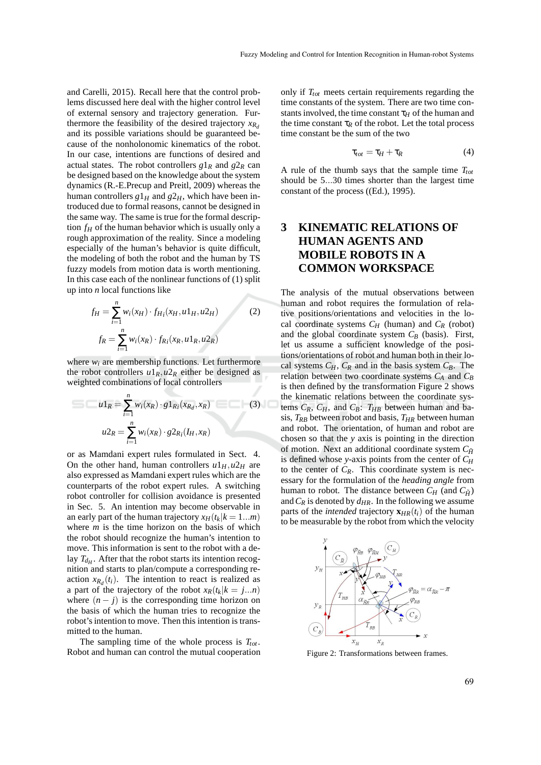and Carelli, 2015). Recall here that the control problems discussed here deal with the higher control level of external sensory and trajectory generation. Furthermore the feasibility of the desired trajectory $x_{R_d}$ and its possible variations should be guaranteed because of the nonholonomic kinematics of the robot. In our case, intentions are functions of desired and actual states. The robot controllers $g1_R$ and $g2_R$ can be designed based on the knowledge about the system dynamics (R.-E.Precup and Preitl, 2009) whereas the human controllers $g1_H$ and $g2_H$, which have been introduced due to formal reasons, cannot be designed in the same way. The same is true for the formal description $f_H$ of the human behavior which is usually only a rough approximation of the reality. Since a modeling especially of the human's behavior is quite difficult, the modeling of both the robot and the human by TS fuzzy models from motion data is worth mentioning. In this case each of the nonlinear functions of (1) split up into $n$ local functions like

$$f_H = \sum_{i=1}^{n} w_i(x_H) \cdot f_{H_i}(x_H, u1_H, u2_H) \tag{2}$$

$$f_R = \sum_{i=1}^{n} w_i(x_R) \cdot f_{R_i}(x_R, u1_R, u2_R)$$

where $w_i$ are membership functions. Let furthermore the robot controllers $u1_R, u2_R$ either be designed as weighted combinations of local controllers

$$u1_R = \sum_{i=1}^{n} w_i(x_R) \cdot g1_{R_i}(x_{R_d}, x_R) \tag{3}$$

$$u2_R = \sum_{i=1}^{n} w_i(x_R) \cdot g2_{R_i}(I_H, x_R)$$

or as Mamdani expert rules formulated in Sect. 4. On the other hand, human controllers $u1_H, u2_H$ are also expressed as Mamdani expert rules which are the counterparts of the robot expert rules. A switching robot controller for collision avoidance is presented in Sec. 5. An intention may become observable in an early part of the human trajectory $x_H(t_k|k = 1...m)$ where $m$ is the time horizon on the basis of which the robot should recognize the human's intention to move. This information is sent to the robot with a delay $T_{d_H}$. After that the robot starts its intention recognition and starts to plan/compute a corresponding reaction $x_{R_d}(t_i)$. The intention to react is realized as a part of the trajectory of the robot $x_R(t_k|k = j...n)$ where $(n - j)$ is the corresponding time horizon on the basis of which the human tries to recognize the robot's intention to move. Then this intention is transmitted to the human.

The sampling time of the whole process is $T_{tot}$. Robot and human can control the mutual cooperation only if $T_{tot}$ meets certain requirements regarding the time constants of the system. There are two time constants involved, the time constant $\tau_H$ of the human and the time constant $\tau_R$ of the robot. Let the total process time constant be the sum of the two

$$\tau_{tot} = \tau_H + \tau_R \tag{4}$$

A rule of the thumb says that the sample time $T_{tot}$ should be 5...30 times shorter than the largest time constant of the process ((Ed.), 1995).

# 3 KINEMATIC RELATIONS OF HUMAN AGENTS AND MOBILE ROBOTS IN A COMMON WORKSPACE

The analysis of the mutual observations between human and robot requires the formulation of relative positions/orientations and velocities in the local coordinate systems $C_H$ (human) and $C_R$ (robot) and the global coordinate system $C_B$ (basis). First, let us assume a sufficient knowledge of the positions/orientations of robot and human both in their local systems $C_H$, $C_R$ and in the basis system $C_B$. The relation between two coordinate systems $C_A$ and $C_B$ is then defined by the transformation Figure 2 shows the kinematic relations between the coordinate systems $C_R$, $C_H$, and $C_B$: $T_{HB}$ between human and basis, $T_{RB}$ between robot and basis, $T_{HR}$ between human and robot. The orientation, of human and robot are chosen so that the $y$ axis is pointing in the direction of motion. Next an additional coordinate system $C_{\tilde{H}}$ is defined whose $y$-axis points from the center of $C_H$ to the center of $C_R$. This coordinate system is necessary for the formulation of the *heading angle* from human to robot. The distance between $C_H$ (and $C_{\tilde{H}}$) and $C_R$ is denoted by $d_{HR}$. In the following we assume parts of the *intended* trajectory $\mathbf{x}_{HR}(t_i)$ of the human to be measurable by the robot from which the velocity

Figure 2: Transformations between frames.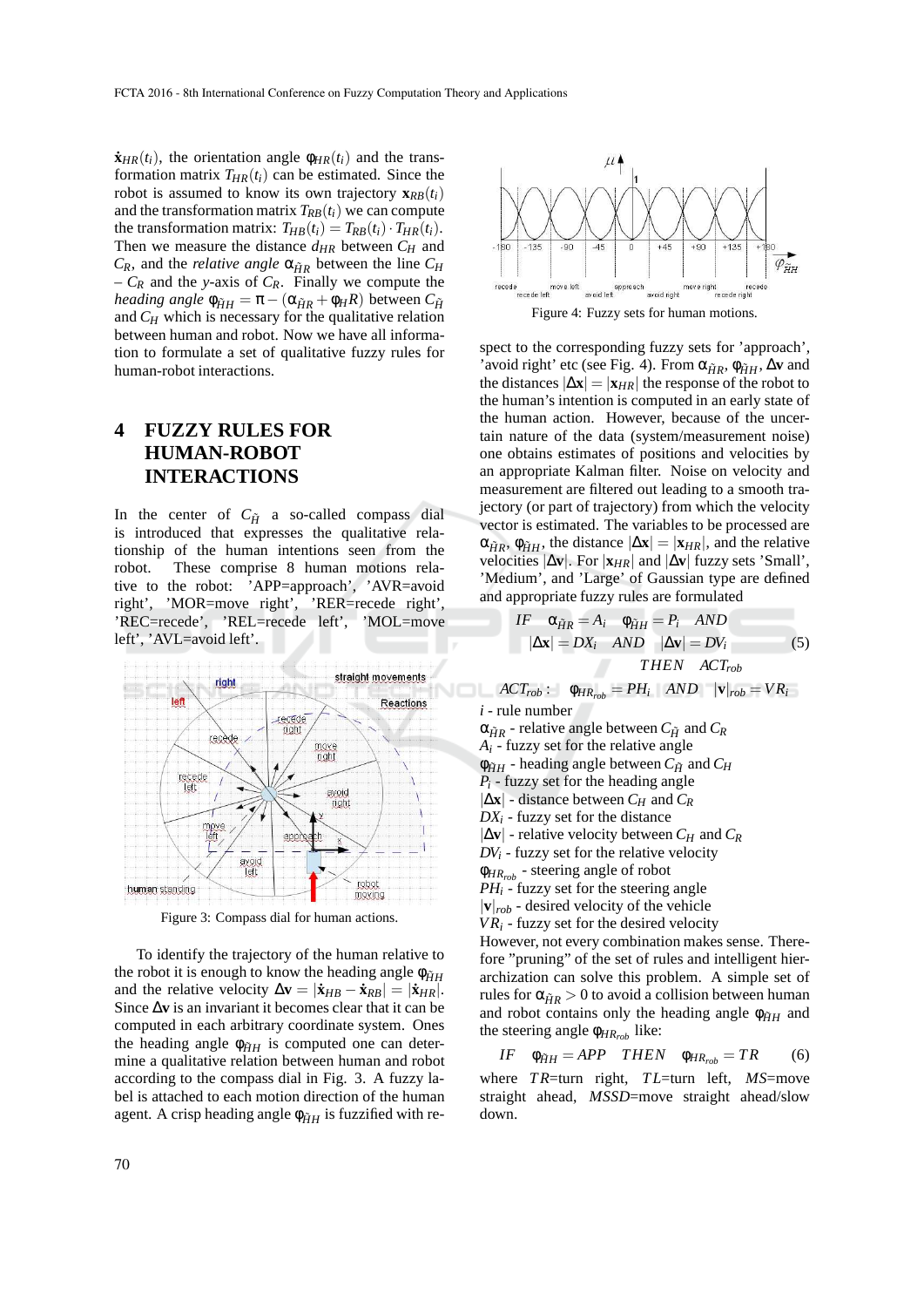$\dot{\mathbf{x}}_{HR}(t_i)$, the orientation angle $\varphi_{HR}(t_i)$ and the transformation matrix $T_{HR}(t_i)$ can be estimated. Since the robot is assumed to know its own trajectory $\mathbf{x}_{RB}(t_i)$ and the transformation matrix $T_{RB}(t_i)$ we can compute the transformation matrix: $T_{HB}(t_i) = T_{RB}(t_i) \cdot T_{HR}(t_i)$. Then we measure the distance $d_{HR}$ between $C_H$ and $C_R$, and the *relative angle* $\alpha_{\tilde{H}R}$ between the line $C_H$ – $C_R$ and the $y$-axis of $C_R$. Finally we compute the *heading angle* $\varphi_{\tilde{H}H} = \pi - (\alpha_{\tilde{H}R} + \varphi_H R)$ between $C_{\tilde{H}}$ and $C_H$ which is necessary for the qualitative relation between human and robot. Now we have all information to formulate a set of qualitative fuzzy rules for human-robot interactions.

# 4 FUZZY RULES FOR HUMAN-ROBOT INTERACTIONS

In the center of $C_{\tilde{H}}$ a so-called compass dial is introduced that expresses the qualitative relationship of the human intentions seen from the robot. These comprise 8 human motions relative to the robot: 'APP=approach', 'AVR=avoid right', 'MOR=move right', 'RER=recede right', 'REC=recede', 'REL=recede left', 'MOL=move left', 'AVL=avoid left'.

Figure 3: Compass dial for human actions.

To identify the trajectory of the human relative to the robot it is enough to know the heading angle $\varphi_{\tilde{H}H}$ and the relative velocity $\Delta\mathbf{v} = |\dot{\mathbf{x}}_{HB} - \dot{\mathbf{x}}_{RB}| = |\dot{\mathbf{x}}_{HR}|$. Since $\Delta\mathbf{v}$ is an invariant it becomes clear that it can be computed in each arbitrary coordinate system. Ones the heading angle $\varphi_{\tilde{H}H}$ is computed one can determine a qualitative relation between human and robot according to the compass dial in Fig. 3. A fuzzy label is attached to each motion direction of the human agent. A crisp heading angle $\varphi_{\tilde{H}H}$ is fuzzified with respect to the corresponding fuzzy sets for 'approach', 'avoid right' etc (see Fig. 4). From $\alpha_{\tilde{H}R}$, $\varphi_{\tilde{H}H}$, $\Delta\mathbf{v}$ and the distances $|\Delta\mathbf{x}| = |\mathbf{x}_{HR}|$ the response of the robot to the human's intention is computed in an early state of the human action. However, because of the uncertain nature of the data (system/measurement noise) one obtains estimates of positions and velocities by an appropriate Kalman filter. Noise on velocity and measurement are filtered out leading to a smooth trajectory (or part of trajectory) from which the velocity vector is estimated. The variables to be processed are $\alpha_{\tilde{H}R}$, $\varphi_{\tilde{H}H}$, the distance $|\Delta\mathbf{x}| = |\mathbf{x}_{HR}|$, and the relative velocities $|\Delta\mathbf{v}|$. For $|\mathbf{x}_{HR}|$ and $|\Delta\mathbf{v}|$ fuzzy sets 'Small', 'Medium', and 'Large' of Gaussian type are defined and appropriate fuzzy rules are formulated

Figure 4: Fuzzy sets for human motions.

$$
\begin{aligned}
IF \quad \alpha_{\tilde{H}R} = A_i \quad \varphi_{\tilde{H}H} = P_i \quad AND \\
|\Delta\mathbf{x}| = DX_i \quad AND \quad |\Delta\mathbf{v}| = DV_i \\
THEN \quad ACT_{rob}
\end{aligned}
\tag{5}
$$

$$
ACT_{rob}: \quad \varphi_{HR_{rob}} = PH_i \quad AND \quad |\mathbf{v}|_{rob} = VR_i
$$

$i$ - rule number
$\alpha_{\tilde{H}R}$ - relative angle between $C_{\tilde{H}}$ and $C_R$
$A_i$ - fuzzy set for the relative angle
$\varphi_{\tilde{H}H}$ - heading angle between $C_{\tilde{H}}$ and $C_H$
$P_i$ - fuzzy set for the heading angle
$|\Delta\mathbf{x}|$ - distance between $C_H$ and $C_R$
$DX_i$ - fuzzy set for the distance
$|\Delta\mathbf{v}|$ - relative velocity between $C_H$ and $C_R$
$DV_i$ - fuzzy set for the relative velocity
$\varphi_{HR_{rob}}$ - steering angle of robot
$PH_i$ - fuzzy set for the steering angle
$|\mathbf{v}|_{rob}$ - desired velocity of the vehicle
$VR_i$ - fuzzy set for the desired velocity

However, not every combination makes sense. Therefore "pruning" of the set of rules and intelligent hierarchization can solve this problem. A simple set of rules for $\alpha_{\tilde{H}R} > 0$ to avoid a collision between human and robot contains only the heading angle $\varphi_{\tilde{H}H}$ and the steering angle $\varphi_{HR_{rob}}$ like:

$$
IF \quad \varphi_{\tilde{H}H} = APP \quad THEN \quad \varphi_{HR_{rob}} = TR \tag{6}
$$

where $TR$=turn right, $TL$=turn left, $MS$=move straight ahead, $MSSD$=move straight ahead/slow down.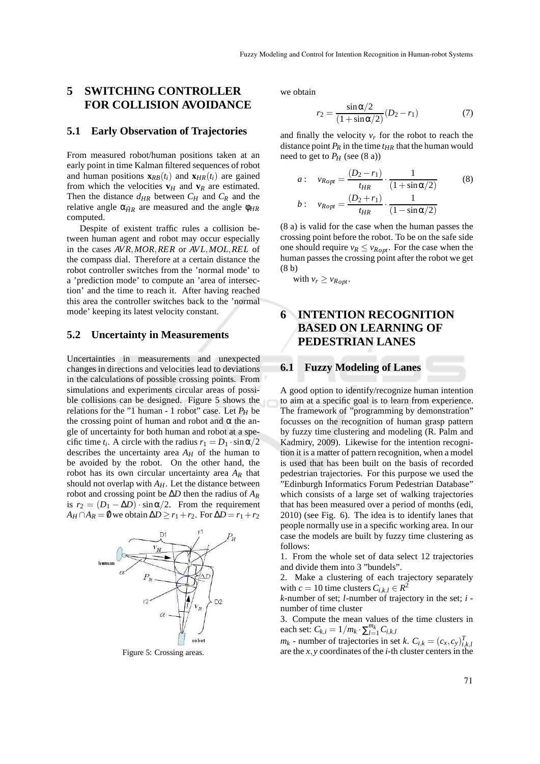## 5 SWITCHING CONTROLLER FOR COLLISION AVOIDANCE

### 5.1 Early Observation of Trajectories

From measured robot/human positions taken at an early point in time Kalman filtered sequences of robot and human positions $\mathbf{x}_{RB}(t_i)$ and $\mathbf{x}_{HR}(t_i)$ are gained from which the velocities $\mathbf{v}_H$ and $\mathbf{v}_R$ are estimated. Then the distance $d_{HR}$ between $C_H$ and $C_R$ and the relative angle $\alpha_{\tilde{H}R}$ are measured and the angle $\phi_{HR}$ computed.

Despite of existent traffic rules a collision between human agent and robot may occur especially in the cases $AVR, MOR, RER$ or $AVL, MOL, REL$ of the compass dial. Therefore at a certain distance the robot controller switches from the 'normal mode' to a 'prediction mode' to compute an 'area of intersection' and the time to reach it. After having reached this area the controller switches back to the 'normal mode' keeping its latest velocity constant.

### 5.2 Uncertainty in Measurements

Uncertainties in measurements and unexpected changes in directions and velocities lead to deviations in the calculations of possible crossing points. From simulations and experiments circular areas of possible collisions can be designed. Figure 5 shows the relations for the "1 human - 1 robot" case. Let $P_H$ be the crossing point of human and robot and $\alpha$ the angle of uncertainty for both human and robot at a specific time $t_i$. A circle with the radius $r_1 = D_1 \cdot \sin\alpha/2$ describes the uncertainty area $A_H$ of the human to be avoided by the robot. On the other hand, the robot has its own circular uncertainty area $A_R$ that should not overlap with $A_H$. Let the distance between robot and crossing point be $\Delta D$ then the radius of $A_R$ is $r_2 = (D_1 - \Delta D) \cdot \sin\alpha/2$. From the requirement $A_H \cap A_R = \emptyset$ we obtain $\Delta D \geq r_1 + r_2$. For $\Delta D = r_1 + r_2$ we obtain

Figure 5: Crossing areas.

$$r_2 = \frac{\sin\alpha/2}{(1+\sin\alpha/2)}(D_2 - r_1) \tag{7}$$

and finally the velocity $v_r$ for the robot to reach the distance point $P_R$ in the time $t_{HR}$ that the human would need to get to $P_H$ (see (8 a))

$$a: \quad v_{Ropt} = \frac{(D_2 - r_1)}{t_{HR}} \cdot \frac{1}{(1+\sin\alpha/2)} \tag{8}$$

$$b: \quad v_{Ropt} = \frac{(D_2 + r_1)}{t_{HR}} \cdot \frac{1}{(1-\sin\alpha/2)}$$

(8 a) is valid for the case when the human passes the crossing point before the robot. To be on the safe side one should require $v_R \leq v_{Ropt}$. For the case when the human passes the crossing point after the robot we get (8 b)

with $v_r \geq v_{Ropt}$.

## 6 INTENTION RECOGNITION BASED ON LEARNING OF PEDESTRIAN LANES

### 6.1 Fuzzy Modeling of Lanes

A good option to identify/recognize human intention to aim at a specific goal is to learn from experience. The framework of "programming by demonstration" focusses on the recognition of human grasp pattern by fuzzy time clustering and modeling (R. Palm and Kadmiry, 2009). Likewise for the intention recognition it is a matter of pattern recognition, when a model is used that has been built on the basis of recorded pedestrian trajectories. For this purpose we used the "Edinburgh Informatics Forum Pedestrian Database" which consists of a large set of walking trajectories that has been measured over a period of months (edi, 2010) (see Fig. 6). The idea is to identify lanes that people normally use in a specific working area. In our case the models are built by fuzzy time clustering as follows:

1. From the whole set of data select 12 trajectories and divide them into 3 "bundels".

2. Make a clustering of each trajectory separately with $c = 10$ time clusters $C_{i,k,l} \in R^2$

$k$-number of set; $l$-number of trajectory in the set; $i$ - number of time cluster

3. Compute the mean values of the time clusters in each set: $C_{k,i} = 1/m_k \cdot \sum_{l=1}^{m_k} C_{i,k,l}$

$m_k$ - number of trajectories in set $k$. $C_{i,k} = (c_x, c_y)^T_{i,k,l}$ are the $x, y$ coordinates of the $i$-th cluster centers in the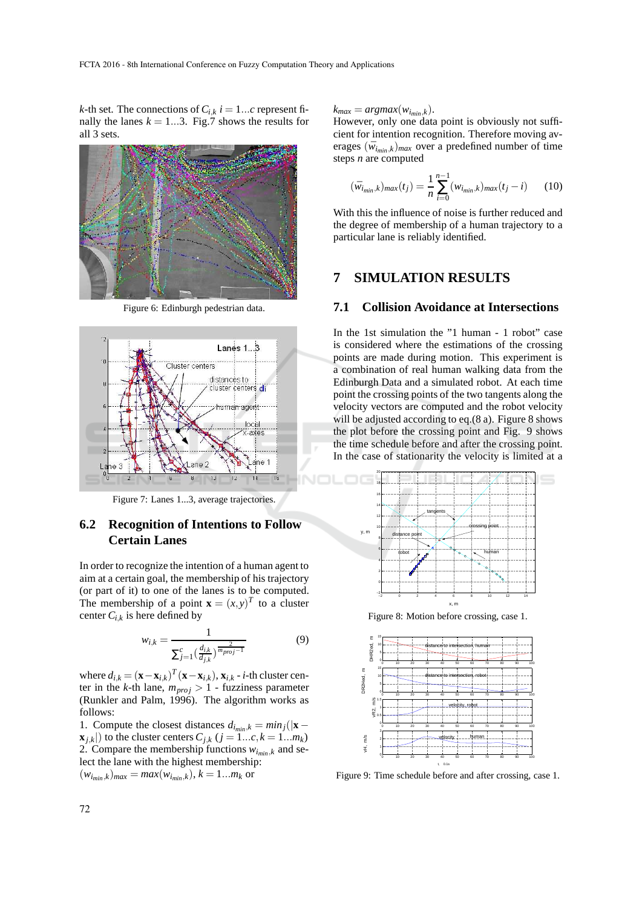$k$-th set. The connections of $C_{i,k}$ $i = 1...c$ represent finally the lanes $k = 1...3$. Fig.7 shows the results for all 3 sets.

Figure 6: Edinburgh pedestrian data.

Figure 7: Lanes 1...3, average trajectories.

## 6.2 Recognition of Intentions to Follow Certain Lanes

In order to recognize the intention of a human agent to aim at a certain goal, the membership of his trajectory (or part of it) to one of the lanes is to be computed. The membership of a point $\mathbf{x} = (x,y)^T$ to a cluster center $C_{i,k}$ is here defined by

$$w_{i,k} = \frac{1}{\sum_{j=1}^{c} \left(\frac{d_{i,k}}{d_{j,k}}\right)^{\frac{2}{m_{proj}-1}}} \tag{9}$$

where $d_{i,k} = (\mathbf{x} - \mathbf{x}_{i,k})^T(\mathbf{x} - \mathbf{x}_{i,k})$, $\mathbf{x}_{i,k}$ - $i$-th cluster center in the $k$-th lane, $m_{proj} > 1$ - fuzziness parameter (Runkler and Palm, 1996). The algorithm works as follows:

1. Compute the closest distances $d_{i_{min},k} = min_j(|\mathbf{x} - \mathbf{x}_{j,k}|)$ to the cluster centers $C_{j,k}$ $(j = 1...c, k = 1...m_k)$
2. Compare the membership functions $w_{i_{min},k}$ and select the lane with the highest membership:
$(w_{i_{min},k})_{max} = max(w_{i_{min},k})$, $k = 1...m_k$ or
$k_{max} = argmax(w_{i_{min},k})$.

However, only one data point is obviously not sufficient for intention recognition. Therefore moving averages $(\bar{w}_{i_{min},k})_{max}$ over a predefined number of time steps $n$ are computed

$$(\bar{w}_{i_{min},k})_{max}(t_j) = \frac{1}{n}\sum_{i=0}^{n-1}(w_{i_{min},k})_{max}(t_j - i) \tag{10}$$

With this the influence of noise is further reduced and the degree of membership of a human trajectory to a particular lane is reliably identified.

# 7 SIMULATION RESULTS

## 7.1 Collision Avoidance at Intersections

In the 1st simulation the "1 human - 1 robot" case is considered where the estimations of the crossing points are made during motion. This experiment is a combination of real human walking data from the Edinburgh Data and a simulated robot. At each time point the crossing points of the two tangents along the velocity vectors are computed and the robot velocity will be adjusted according to eq.(8 a). Figure 8 shows the plot before the crossing point and Fig. 9 shows the time schedule before and after the crossing point. In the case of stationarity the velocity is limited at a

Figure 8: Motion before crossing, case 1.

Figure 9: Time schedule before and after crossing, case 1.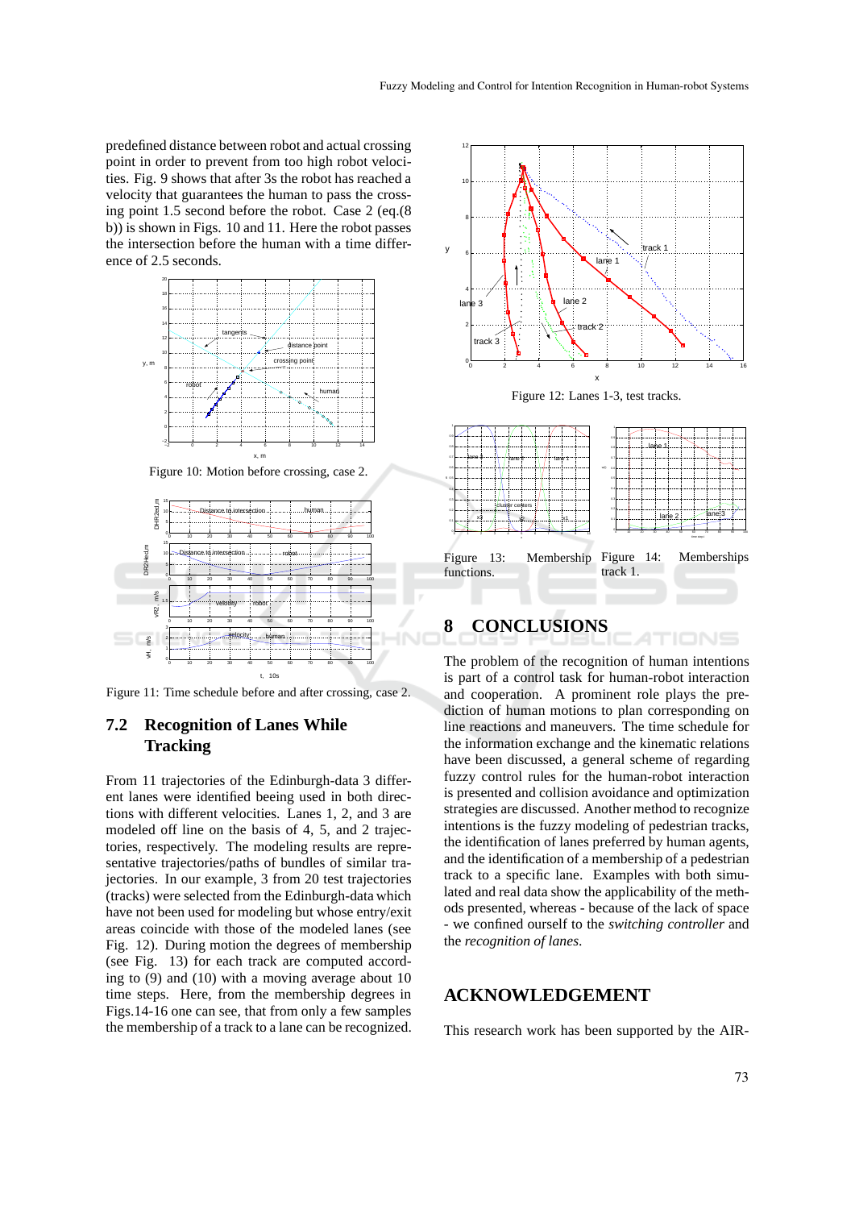predefined distance between robot and actual crossing point in order to prevent from too high robot velocities. Fig. 9 shows that after 3s the robot has reached a velocity that guarantees the human to pass the crossing point 1.5 second before the robot. Case 2 (eq.(8 b)) is shown in Figs. 10 and 11. Here the robot passes the intersection before the human with a time difference of 2.5 seconds.

Figure 10: Motion before crossing, case 2.

Figure 11: Time schedule before and after crossing, case 2.

### 7.2 Recognition of Lanes While Tracking

From 11 trajectories of the Edinburgh-data 3 different lanes were identified beeing used in both directions with different velocities. Lanes 1, 2, and 3 are modeled off line on the basis of 4, 5, and 2 trajectories, respectively. The modeling results are representative trajectories/paths of bundles of similar trajectories. In our example, 3 from 20 test trajectories (tracks) were selected from the Edinburgh-data which have not been used for modeling but whose entry/exit areas coincide with those of the modeled lanes (see Fig. 12). During motion the degrees of membership (see Fig. 13) for each track are computed according to (9) and (10) with a moving average about 10 time steps. Here, from the membership degrees in Figs.14-16 one can see, that from only a few samples the membership of a track to a lane can be recognized.

Figure 12: Lanes 1-3, test tracks.

Figure 13: Membership functions.

Figure 14: Memberships track 1.

## 8 CONCLUSIONS

The problem of the recognition of human intentions is part of a control task for human-robot interaction and cooperation. A prominent role plays the prediction of human motions to plan corresponding on line reactions and maneuvers. The time schedule for the information exchange and the kinematic relations have been discussed, a general scheme of regarding fuzzy control rules for the human-robot interaction is presented and collision avoidance and optimization strategies are discussed. Another method to recognize intentions is the fuzzy modeling of pedestrian tracks, the identification of lanes preferred by human agents, and the identification of a membership of a pedestrian track to a specific lane. Examples with both simulated and real data show the applicability of the methods presented, whereas - because of the lack of space - we confined ourself to the *switching controller* and the *recognition of lanes*.

## ACKNOWLEDGEMENT

This research work has been supported by the AIR-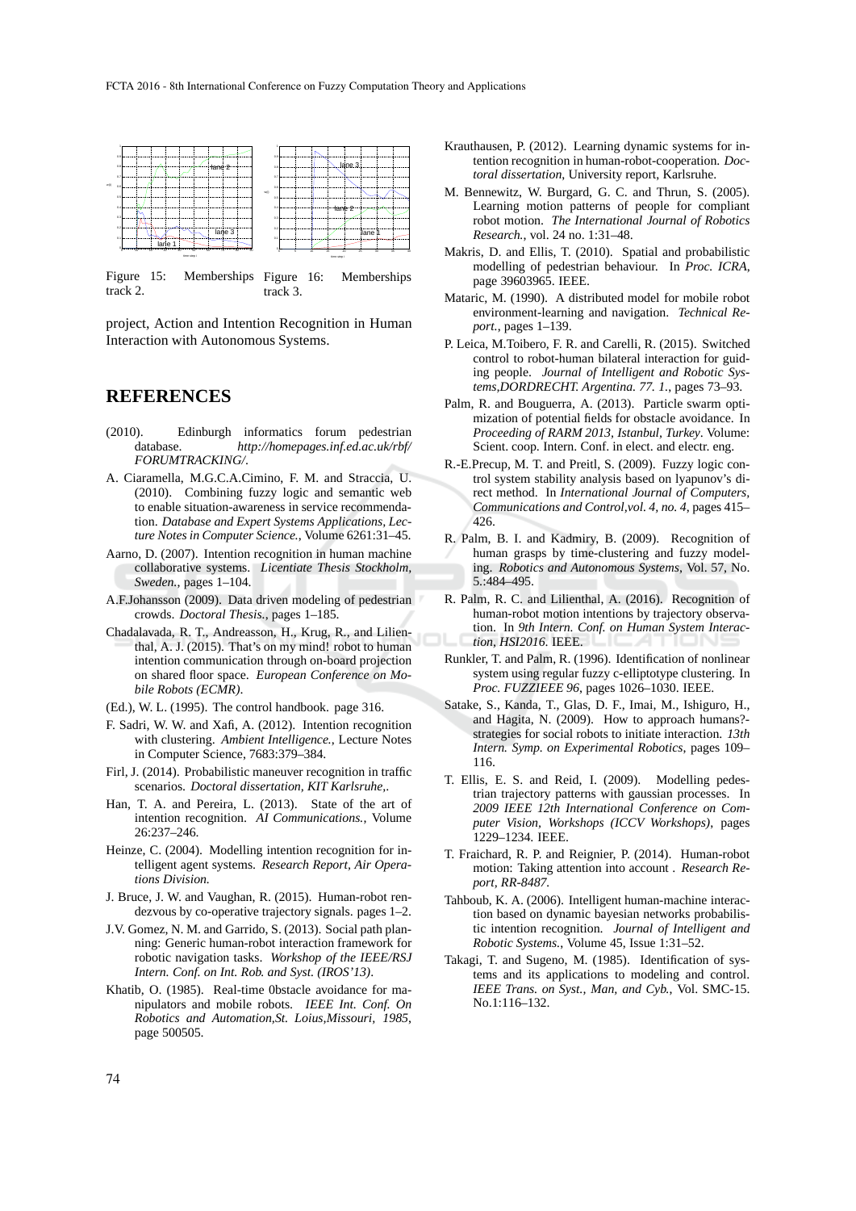lane 2

lane 3

lane 1

lane 3

lane 2

lane 1

Figure 15: Memberships track 2.

Figure 16: Memberships track 3.

project, Action and Intention Recognition in Human Interaction with Autonomous Systems.

## REFERENCES

(2010). Edinburgh informatics forum pedestrian database. *http://homepages.inf.ed.ac.uk/rbf/FORUMTRACKING/*.

A. Ciaramella, M.G.C.A.Cimino, F. M. and Straccia, U. (2010). Combining fuzzy logic and semantic web to enable situation-awareness in service recommendation. *Database and Expert Systems Applications, Lecture Notes in Computer Science.*, Volume 6261:31–45.

Aarno, D. (2007). Intention recognition in human machine collaborative systems. *Licentiate Thesis Stockholm, Sweden.*, pages 1–104.

A.F.Johansson (2009). Data driven modeling of pedestrian crowds. *Doctoral Thesis.*, pages 1–185.

Chadalavada, R. T., Andreasson, H., Krug, R., and Lilienthal, A. J. (2015). That's on my mind! robot to human intention communication through on-board projection on shared floor space. *European Conference on Mobile Robots (ECMR)*.

(Ed.), W. L. (1995). The control handbook. page 316.

F. Sadri, W. W. and Xafi, A. (2012). Intention recognition with clustering. *Ambient Intelligence.*, Lecture Notes in Computer Science, 7683:379–384.

Firl, J. (2014). Probabilistic maneuver recognition in traffic scenarios. *Doctoral dissertation, KIT Karlsruhe,*.

Han, T. A. and Pereira, L. (2013). State of the art of intention recognition. *AI Communications.*, Volume 26:237–246.

Heinze, C. (2004). Modelling intention recognition for intelligent agent systems. *Research Report, Air Operations Division.*

J. Bruce, J. W. and Vaughan, R. (2015). Human-robot rendezvous by co-operative trajectory signals. pages 1–2.

J.V. Gomez, N. M. and Garrido, S. (2013). Social path planning: Generic human-robot interaction framework for robotic navigation tasks. *Workshop of the IEEE/RSJ Intern. Conf. on Int. Rob. and Syst. (IROS'13)*.

Khatib, O. (1985). Real-time 0bstacle avoidance for manipulators and mobile robots. *IEEE Int. Conf. On Robotics and Automation,St. Loius,Missouri, 1985*, page 500505.

Krauthausen, P. (2012). Learning dynamic systems for intention recognition in human-robot-cooperation. *Doctoral dissertation*, University report, Karlsruhe.

M. Bennewitz, W. Burgard, G. C. and Thrun, S. (2005). Learning motion patterns of people for compliant robot motion. *The International Journal of Robotics Research.*, vol. 24 no. 1:31–48.

Makris, D. and Ellis, T. (2010). Spatial and probabilistic modelling of pedestrian behaviour. In *Proc. ICRA*, page 39603965. IEEE.

Mataric, M. (1990). A distributed model for mobile robot environment-learning and navigation. *Technical Report.*, pages 1–139.

P. Leica, M.Toibero, F. R. and Carelli, R. (2015). Switched control to robot-human bilateral interaction for guiding people. *Journal of Intelligent and Robotic Systems,DORDRECHT. Argentina. 77. 1.*, pages 73–93.

Palm, R. and Bouguerra, A. (2013). Particle swarm optimization of potential fields for obstacle avoidance. In *Proceeding of RARM 2013, Istanbul, Turkey*. Volume: Scient. coop. Intern. Conf. in elect. and electr. eng.

R.-E.Precup, M. T. and Preitl, S. (2009). Fuzzy logic control system stability analysis based on lyapunov's direct method. In *International Journal of Computers, Communications and Control,vol. 4, no. 4*, pages 415–426.

R. Palm, B. I. and Kadmiry, B. (2009). Recognition of human grasps by time-clustering and fuzzy modeling. *Robotics and Autonomous Systems*, Vol. 57, No. 5.:484–495.

R. Palm, R. C. and Lilienthal, A. (2016). Recognition of human-robot motion intentions by trajectory observation. In *9th Intern. Conf. on Human System Interaction, HSI2016*. IEEE.

Runkler, T. and Palm, R. (1996). Identification of nonlinear system using regular fuzzy c-elliptotype clustering. In *Proc. FUZZIEEE 96*, pages 1026–1030. IEEE.

Satake, S., Kanda, T., Glas, D. F., Imai, M., Ishiguro, H., and Hagita, N. (2009). How to approach humans?-strategies for social robots to initiate interaction. *13th Intern. Symp. on Experimental Robotics*, pages 109–116.

T. Ellis, E. S. and Reid, I. (2009). Modelling pedestrian trajectory patterns with gaussian processes. In *2009 IEEE 12th International Conference on Computer Vision, Workshops (ICCV Workshops)*, pages 1229–1234. IEEE.

T. Fraichard, R. P. and Reignier, P. (2014). Human-robot motion: Taking attention into account . *Research Report, RR-8487.*

Tahboub, K. A. (2006). Intelligent human-machine interaction based on dynamic bayesian networks probabilistic intention recognition. *Journal of Intelligent and Robotic Systems.*, Volume 45, Issue 1:31–52.

Takagi, T. and Sugeno, M. (1985). Identification of systems and its applications to modeling and control. *IEEE Trans. on Syst., Man, and Cyb.*, Vol. SMC-15. No.1:116–132.